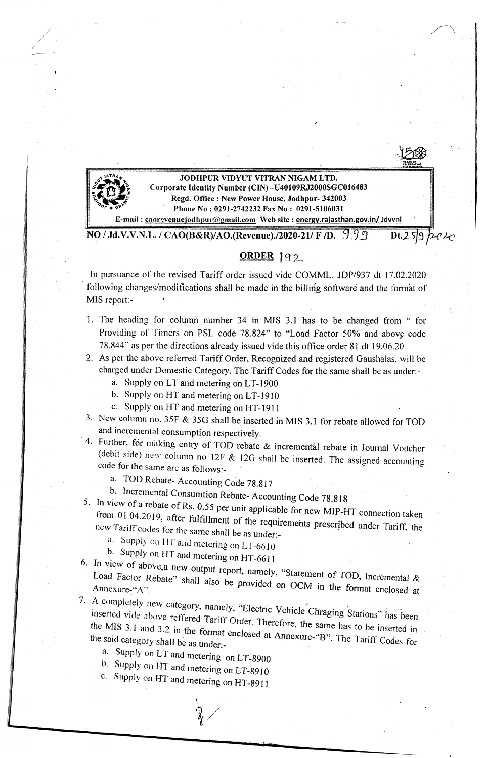**JODHPUR VIDYUT VITRAN NIGAM LTD.**
**Corporate Identity Number (CIN) –U40109RJ2000SGC016483**
**Regd. Office : New Power House, Jodhpur- 342003**
**Phone No : 0291-2742232 Fax No : 0291-5106031**
**E-mail : caorevenuejodhpur@gmail.com Web site : energy.rajasthan.gov.in/ Jdvvnl**

**NO / Jd.V.V.N.L. / CAO(B&R)/AO.(Revenue)./2020-21/ F /D. 999** **Dt.25/9/2020**

## ORDER 192

In pursuance of the revised Tariff order issued vide COMML. JDP/937 dt 17.02.2020 following changes/modifications shall be made in the billing software and the format of MIS report:-

1. The heading for column number 34 in MIS 3.1 has to be changed from " for Providing of Timers on PSL code 78.824" to "Load Factor 50% and above code 78.844" as per the directions already issued vide this office order 81 dt 19.06.20
2. As per the above referred Tariff Order, Recognized and registered Gaushalas, will be charged under Domestic Category. The Tariff Codes for the same shall be as under:-
   a. Supply on LT and metering on LT-1900
   b. Supply on HT and metering on LT-1910
   c. Supply on HT and metering on HT-1911
3. New column no. 35F & 35G shall be inserted in MIS 3.1 for rebate allowed for TOD and incremental consumption respectively.
4. Further, for making entry of TOD rebate & incremental rebate in Journal Voucher (debit side) new column no 12F & 12G shall be inserted. The assigned accounting code for the same are as follows:-
   a. TOD Rebate- Accounting Code 78.817
   b. Incremental Consumtion Rebate- Accounting Code 78.818
5. In view of a rebate of Rs. 0.55 per unit applicable for new MIP-HT connection taken from 01.04.2019, after fulfillment of the requirements prescribed under Tariff. the new Tariff codes for the same shall be as under:-
   a. Supply on HT and metering on LT-6610
   b. Supply on HT and metering on HT-6611
6. In view of above,a new output report, namely, "Statement of TOD, Incremental & Load Factor Rebate" shall also be provided on OCM in the format enclosed at Annexure-"A".
7. A completely new category, namely, "Electric Vehicle Chraging Stations" has been inserted vide above reffered Tariff Order. Therefore, the same has to be inserted in the MIS 3.1 and 3.2 in the format enclosed at Annexure-"B". The Tariff Codes for the said category shall be as under:-
   a. Supply on LT and metering on LT-8900
   b. Supply on HT and metering on LT-8910
   c. Supply on HT and metering on HT-8911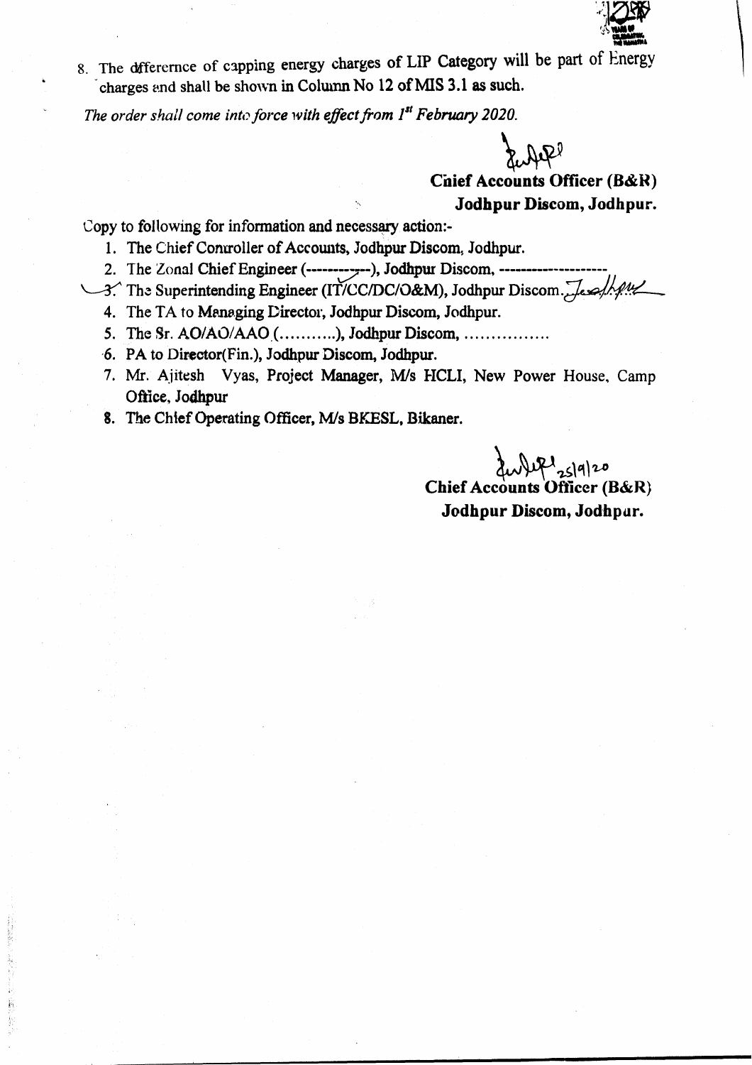8. The differernce of capping energy charges of LIP Category will be part of Energy charges and shall be shown in Column No 12 of MIS 3.1 as such.

*The order shall come into force with effect from 1st February 2020.*

**Chief Accounts Officer (B&R)**
**Jodhpur Discom, Jodhpur.**

Copy to following for information and necessary action:-

1. The Chief Controller of Accounts, Jodhpur Discom, Jodhpur.
2. The Zonal Chief Engineer (-----------), Jodhpur Discom, --------------------
3. The Superintending Engineer (IT/CC/DC/O&M), Jodhpur Discom.
4. The TA to Managing Director, Jodhpur Discom, Jodhpur.
5. The Sr. AO/AO/AAO (...........), Jodhpur Discom, ................
6. PA to Director(Fin.), Jodhpur Discom, Jodhpur.
7. Mr. Ajitesh Vyas, Project Manager, M/s HCLI, New Power House, Camp Office, Jodhpur
8. The Chief Operating Officer, M/s BKESL, Bikaner.

25/9/20
**Chief Accounts Officer (B&R)**
**Jodhpur Discom, Jodhpur.**